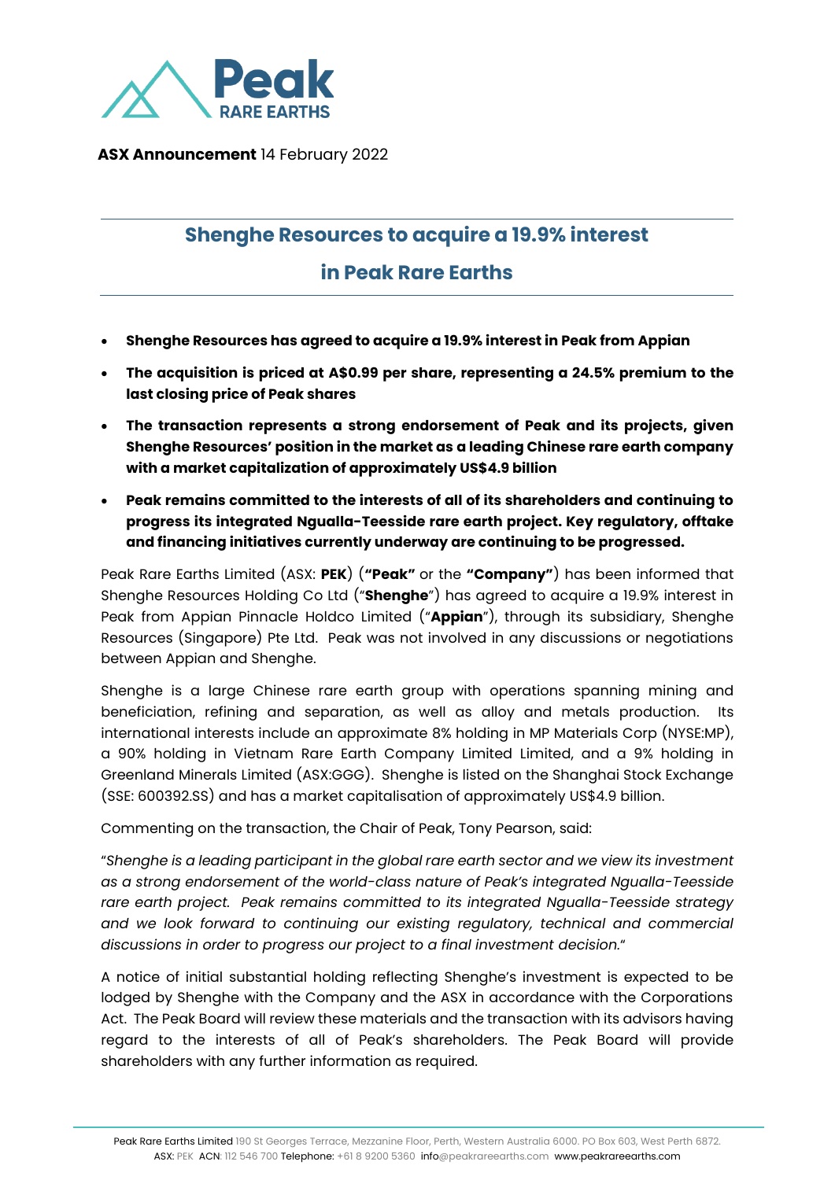**ASX Announcement** 14 February 2022

## Shenghe Resources to acquire a 19.9% interest in Peak Rare Earths

- **Shenghe Resources has agreed to acquire a 19.9% interest in Peak from Appian**
- **The acquisition is priced at A$0.99 per share, representing a 24.5% premium to the last closing price of Peak shares**
- **The transaction represents a strong endorsement of Peak and its projects, given Shenghe Resources' position in the market as a leading Chinese rare earth company with a market capitalization of approximately US$4.9 billion**
- **Peak remains committed to the interests of all of its shareholders and continuing to progress its integrated Ngualla-Teesside rare earth project. Key regulatory, offtake and financing initiatives currently underway are continuing to be progressed.**

Peak Rare Earths Limited (ASX: **PEK**) (**"Peak"** or the **"Company"**) has been informed that Shenghe Resources Holding Co Ltd ("**Shenghe**") has agreed to acquire a 19.9% interest in Peak from Appian Pinnacle Holdco Limited ("**Appian**"), through its subsidiary, Shenghe Resources (Singapore) Pte Ltd. Peak was not involved in any discussions or negotiations between Appian and Shenghe.

Shenghe is a large Chinese rare earth group with operations spanning mining and beneficiation, refining and separation, as well as alloy and metals production. Its international interests include an approximate 8% holding in MP Materials Corp (NYSE:MP), a 90% holding in Vietnam Rare Earth Company Limited Limited, and a 9% holding in Greenland Minerals Limited (ASX:GGG). Shenghe is listed on the Shanghai Stock Exchange (SSE: 600392.SS) and has a market capitalisation of approximately US$4.9 billion.

Commenting on the transaction, the Chair of Peak, Tony Pearson, said:

"*Shenghe is a leading participant in the global rare earth sector and we view its investment as a strong endorsement of the world-class nature of Peak's integrated Ngualla-Teesside rare earth project. Peak remains committed to its integrated Ngualla-Teesside strategy and we look forward to continuing our existing regulatory, technical and commercial discussions in order to progress our project to a final investment decision.*"

A notice of initial substantial holding reflecting Shenghe's investment is expected to be lodged by Shenghe with the Company and the ASX in accordance with the Corporations Act. The Peak Board will review these materials and the transaction with its advisors having regard to the interests of all of Peak's shareholders. The Peak Board will provide shareholders with any further information as required.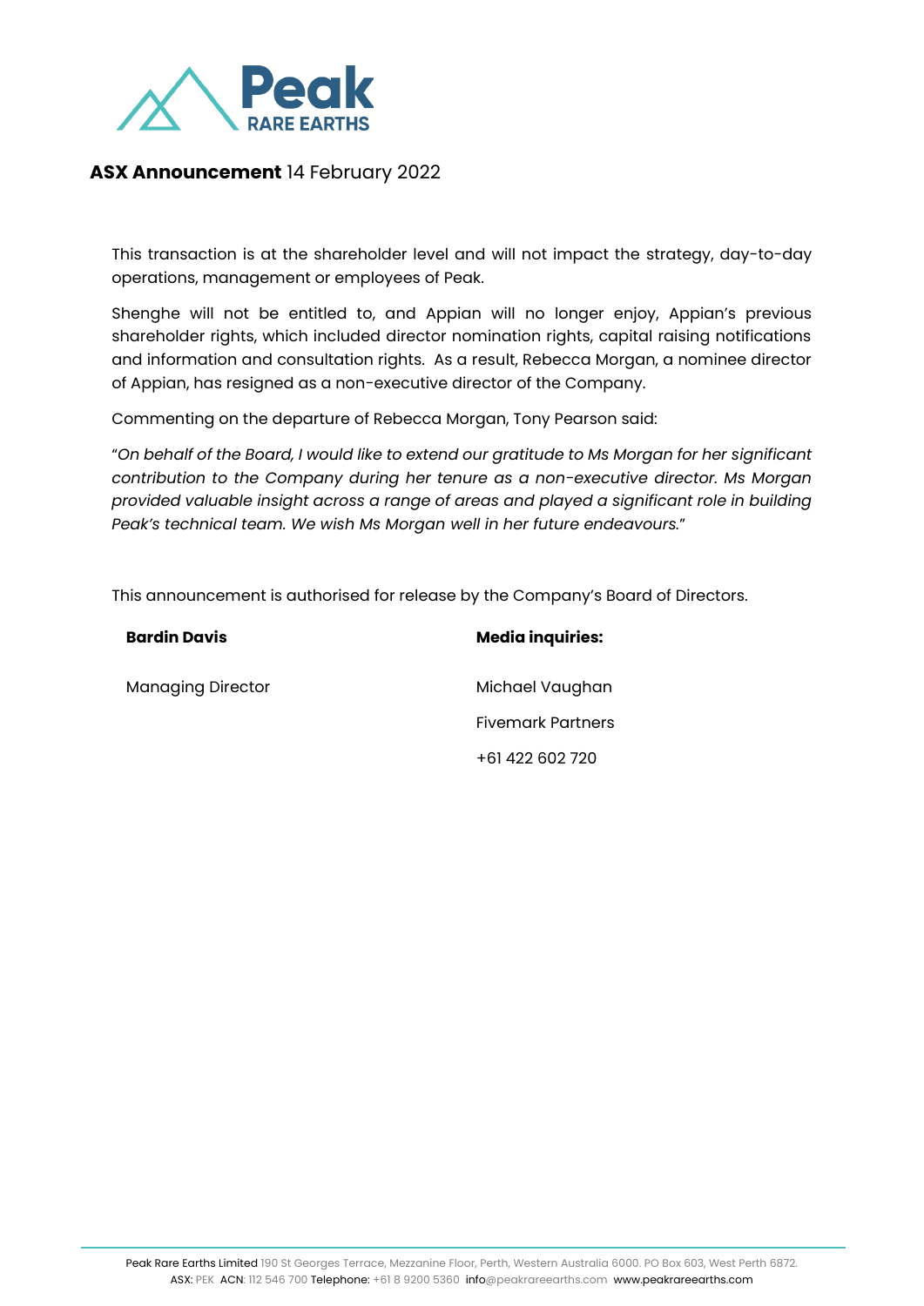**ASX Announcement** 14 February 2022

This transaction is at the shareholder level and will not impact the strategy, day-to-day operations, management or employees of Peak.

Shenghe will not be entitled to, and Appian will no longer enjoy, Appian's previous shareholder rights, which included director nomination rights, capital raising notifications and information and consultation rights. As a result, Rebecca Morgan, a nominee director of Appian, has resigned as a non-executive director of the Company.

Commenting on the departure of Rebecca Morgan, Tony Pearson said:

"*On behalf of the Board, I would like to extend our gratitude to Ms Morgan for her significant contribution to the Company during her tenure as a non-executive director. Ms Morgan provided valuable insight across a range of areas and played a significant role in building Peak's technical team. We wish Ms Morgan well in her future endeavours.*"

This announcement is authorised for release by the Company's Board of Directors.

**Bardin Davis**

Managing Director

**Media inquiries:**

Michael Vaughan

Fivemark Partners

+61 422 602 720